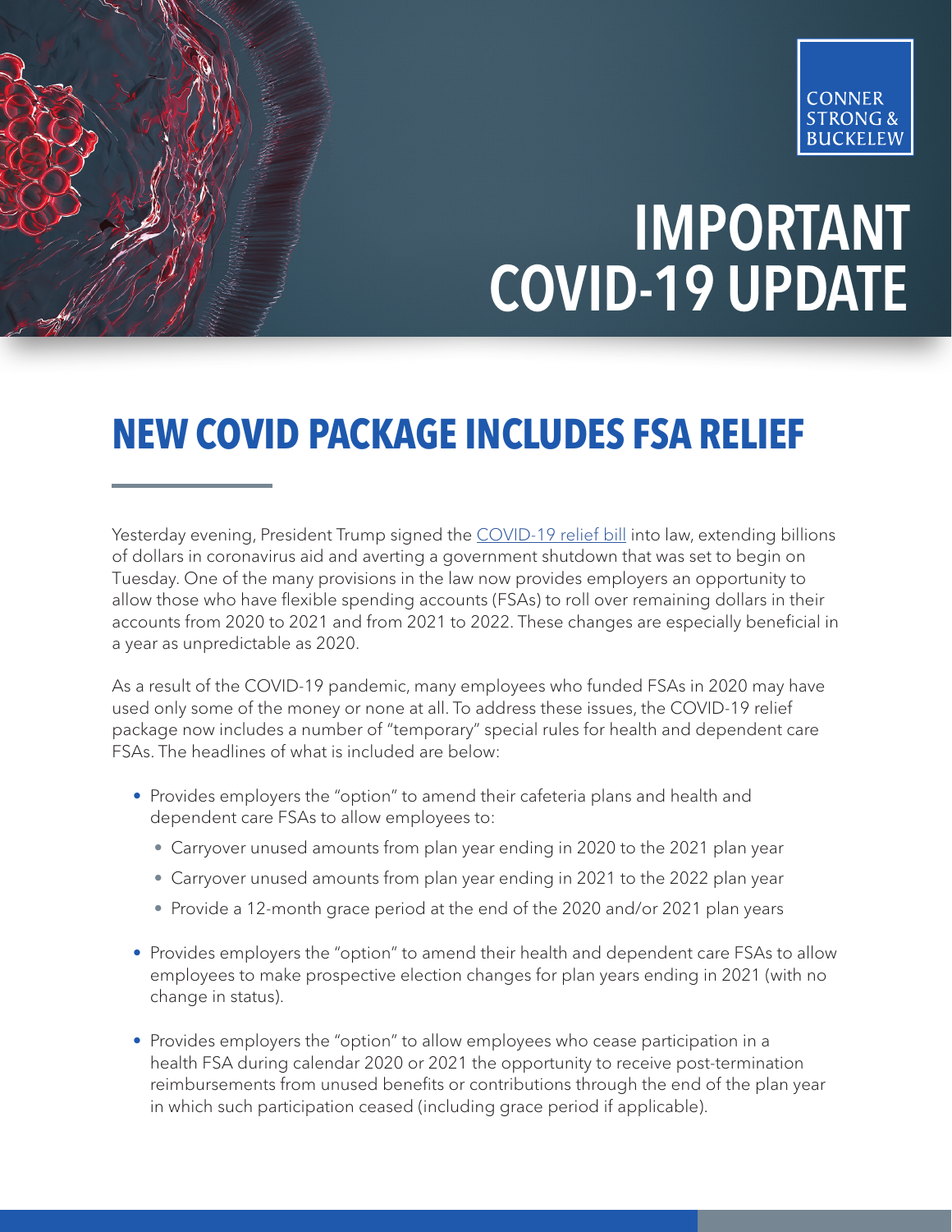CONNER STRONG & BUCKELEW

# IMPORTANT COVID-19 UPDATE

## NEW COVID PACKAGE INCLUDES FSA RELIEF

Yesterday evening, President Trump signed the COVID-19 relief bill into law, extending billions of dollars in coronavirus aid and averting a government shutdown that was set to begin on Tuesday. One of the many provisions in the law now provides employers an opportunity to allow those who have flexible spending accounts (FSAs) to roll over remaining dollars in their accounts from 2020 to 2021 and from 2021 to 2022. These changes are especially beneficial in a year as unpredictable as 2020.

As a result of the COVID-19 pandemic, many employees who funded FSAs in 2020 may have used only some of the money or none at all. To address these issues, the COVID-19 relief package now includes a number of "temporary" special rules for health and dependent care FSAs. The headlines of what is included are below:

- Provides employers the "option" to amend their cafeteria plans and health and dependent care FSAs to allow employees to:
  - Carryover unused amounts from plan year ending in 2020 to the 2021 plan year
  - Carryover unused amounts from plan year ending in 2021 to the 2022 plan year
  - Provide a 12-month grace period at the end of the 2020 and/or 2021 plan years
- Provides employers the "option" to amend their health and dependent care FSAs to allow employees to make prospective election changes for plan years ending in 2021 (with no change in status).
- Provides employers the "option" to allow employees who cease participation in a health FSA during calendar 2020 or 2021 the opportunity to receive post-termination reimbursements from unused benefits or contributions through the end of the plan year in which such participation ceased (including grace period if applicable).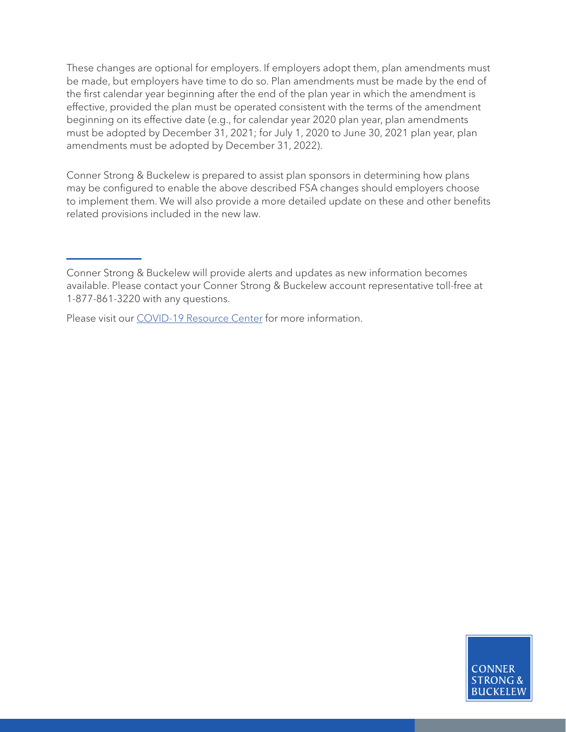These changes are optional for employers. If employers adopt them, plan amendments must be made, but employers have time to do so. Plan amendments must be made by the end of the first calendar year beginning after the end of the plan year in which the amendment is effective, provided the plan must be operated consistent with the terms of the amendment beginning on its effective date (e.g., for calendar year 2020 plan year, plan amendments must be adopted by December 31, 2021; for July 1, 2020 to June 30, 2021 plan year, plan amendments must be adopted by December 31, 2022).

Conner Strong & Buckelew is prepared to assist plan sponsors in determining how plans may be configured to enable the above described FSA changes should employers choose to implement them. We will also provide a more detailed update on these and other benefits related provisions included in the new law.

---

Conner Strong & Buckelew will provide alerts and updates as new information becomes available. Please contact your Conner Strong & Buckelew account representative toll-free at 1-877-861-3220 with any questions.

Please visit our COVID-19 Resource Center for more information.

CONNER STRONG & BUCKELEW